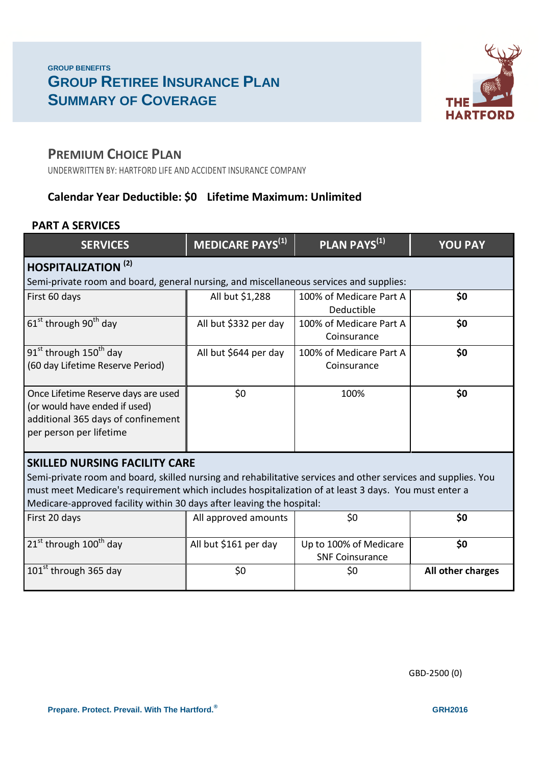GROUP BENEFITS

# GROUP RETIREE INSURANCE PLAN
# SUMMARY OF COVERAGE

THE HARTFORD

## PREMIUM CHOICE PLAN

UNDERWRITTEN BY: HARTFORD LIFE AND ACCIDENT INSURANCE COMPANY

**Calendar Year Deductible: $0    Lifetime Maximum: Unlimited**

### PART A SERVICES

| SERVICES | MEDICARE PAYS[1] | PLAN PAYS[1] | YOU PAY |
|---|---|---|---|
| **HOSPITALIZATION [2]**<br>Semi-private room and board, general nursing, and miscellaneous services and supplies: | | | |
| First 60 days | All but $1,288 | 100% of Medicare Part A Deductible | **$0** |
| 61st through 90th day | All but $332 per day | 100% of Medicare Part A Coinsurance | **$0** |
| 91st through 150th day<br>(60 day Lifetime Reserve Period) | All but $644 per day | 100% of Medicare Part A Coinsurance | **$0** |
| Once Lifetime Reserve days are used (or would have ended if used) additional 365 days of confinement per person per lifetime | $0 | 100% | **$0** |
| **SKILLED NURSING FACILITY CARE**<br>Semi-private room and board, skilled nursing and rehabilitative services and other services and supplies. You must meet Medicare's requirement which includes hospitalization of at least 3 days. You must enter a Medicare-approved facility within 30 days after leaving the hospital: | | | |
| First 20 days | All approved amounts | $0 | **$0** |
| 21st through 100th day | All but $161 per day | Up to 100% of Medicare SNF Coinsurance | **$0** |
| 101st through 365 day | $0 | $0 | **All other charges** |

GBD-2500 (0)

Prepare. Protect. Prevail. With The Hartford.®

GRH2016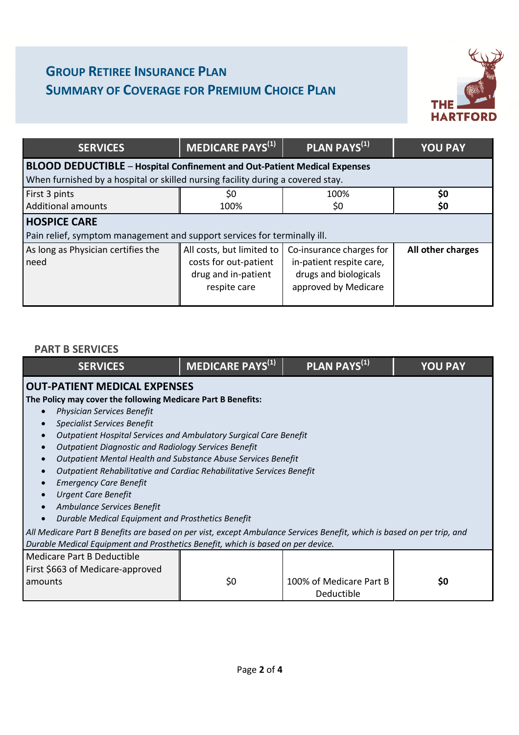# Group Retiree Insurance Plan
## Summary of Coverage for Premium Choice Plan

| SERVICES | MEDICARE PAYS[1] | PLAN PAYS[1] | YOU PAY |
|---|---|---|---|
| **BLOOD DEDUCTIBLE** – **Hospital Confinement and Out-Patient Medical Expenses**<br>When furnished by a hospital or skilled nursing facility during a covered stay. | | | |
| First 3 pints<br>Additional amounts | $0<br>100% | 100%<br>$0 | **$0**<br>**$0** |
| **HOSPICE CARE**<br>Pain relief, symptom management and support services for terminally ill. | | | |
| As long as Physician certifies the need | All costs, but limited to costs for out-patient drug and in-patient respite care | Co-insurance charges for in-patient respite care, drugs and biologicals approved by Medicare | **All other charges** |

### PART B SERVICES

| SERVICES | MEDICARE PAYS[1] | PLAN PAYS[1] | YOU PAY |
|---|---|---|---|
| **OUT-PATIENT MEDICAL EXPENSES**<br>**The Policy may cover the following Medicare Part B Benefits:**<br>• *Physician Services Benefit*<br>• *Specialist Services Benefit*<br>• *Outpatient Hospital Services and Ambulatory Surgical Care Benefit*<br>• *Outpatient Diagnostic and Radiology Services Benefit*<br>• *Outpatient Mental Health and Substance Abuse Services Benefit*<br>• *Outpatient Rehabilitative and Cardiac Rehabilitative Services Benefit*<br>• *Emergency Care Benefit*<br>• *Urgent Care Benefit*<br>• *Ambulance Services Benefit*<br>• *Durable Medical Equipment and Prosthetics Benefit*<br>*All Medicare Part B Benefits are based on per vist, except Ambulance Services Benefit, which is based on per trip, and Durable Medical Equipment and Prosthetics Benefit, which is based on per device.* | | | |
| Medicare Part B Deductible<br>First $663 of Medicare-approved amounts | $0 | 100% of Medicare Part B Deductible | **$0** |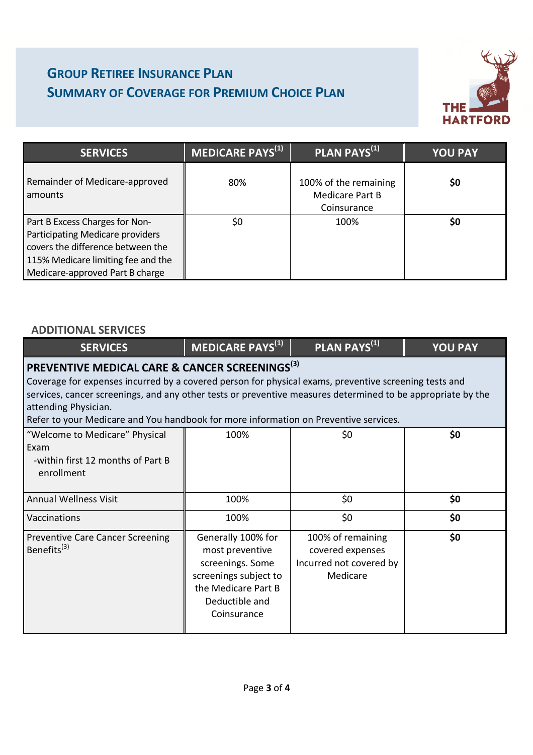## GROUP RETIREE INSURANCE PLAN
## SUMMARY OF COVERAGE FOR PREMIUM CHOICE PLAN

| SERVICES | MEDICARE PAYS[1] | PLAN PAYS[1] | YOU PAY |
|---|---|---|---|
| Remainder of Medicare-approved amounts | 80% | 100% of the remaining Medicare Part B Coinsurance | **$0** |
| Part B Excess Charges for Non-Participating Medicare providers covers the difference between the 115% Medicare limiting fee and the Medicare-approved Part B charge | $0 | 100% | **$0** |

### ADDITIONAL SERVICES

| SERVICES | MEDICARE PAYS[1] | PLAN PAYS[1] | YOU PAY |
|---|---|---|---|
| **PREVENTIVE MEDICAL CARE & CANCER SCREENINGS[3]** Coverage for expenses incurred by a covered person for physical exams, preventive screening tests and services, cancer screenings, and any other tests or preventive measures determined to be appropriate by the attending Physician. Refer to your Medicare and You handbook for more information on Preventive services. | | | |
| "Welcome to Medicare" Physical Exam -within first 12 months of Part B enrollment | 100% | $0 | **$0** |
| Annual Wellness Visit | 100% | $0 | **$0** |
| Vaccinations | 100% | $0 | **$0** |
| Preventive Care Cancer Screening Benefits[3] | Generally 100% for most preventive screenings. Some screenings subject to the Medicare Part B Deductible and Coinsurance | 100% of remaining covered expenses Incurred not covered by Medicare | **$0** |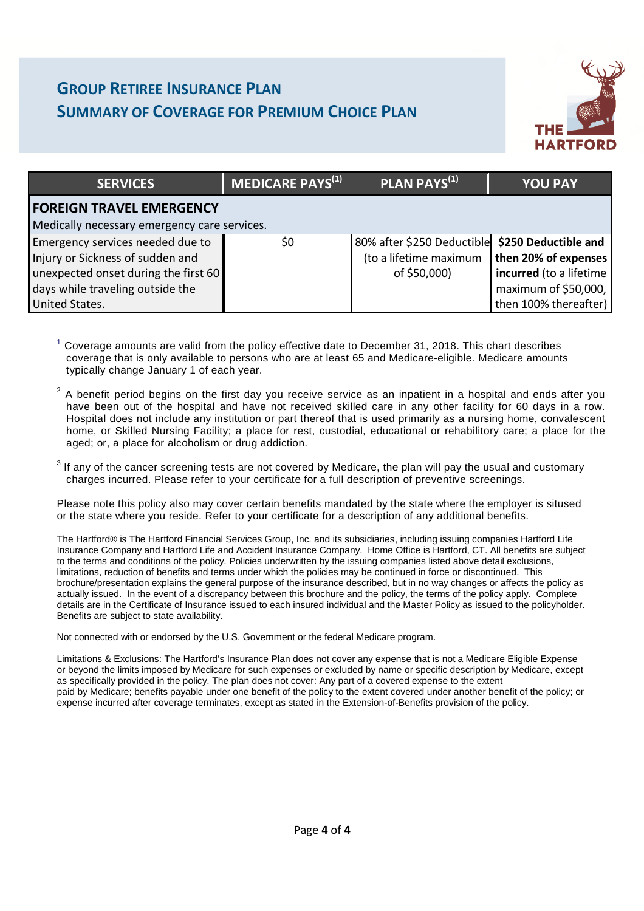# Group Retiree Insurance Plan
## Summary of Coverage for Premium Choice Plan

| SERVICES | MEDICARE PAYS[1] | PLAN PAYS[1] | YOU PAY |
|---|---|---|---|
| **FOREIGN TRAVEL EMERGENCY**<br>Medically necessary emergency care services. | | | |
| Emergency services needed due to Injury or Sickness of sudden and unexpected onset during the first 60 days while traveling outside the United States. | $0 | 80% after $250 Deductible (to a lifetime maximum of $50,000) | **$250 Deductible and then 20% of expenses incurred** (to a lifetime maximum of $50,000, then 100% thereafter) |

[1] Coverage amounts are valid from the policy effective date to December 31, 2018. This chart describes coverage that is only available to persons who are at least 65 and Medicare-eligible. Medicare amounts typically change January 1 of each year.

[2] A benefit period begins on the first day you receive service as an inpatient in a hospital and ends after you have been out of the hospital and have not received skilled care in any other facility for 60 days in a row. Hospital does not include any institution or part thereof that is used primarily as a nursing home, convalescent home, or Skilled Nursing Facility; a place for rest, custodial, educational or rehabilitory care; a place for the aged; or, a place for alcoholism or drug addiction.

[3] If any of the cancer screening tests are not covered by Medicare, the plan will pay the usual and customary charges incurred. Please refer to your certificate for a full description of preventive screenings.

Please note this policy also may cover certain benefits mandated by the state where the employer is sitused or the state where you reside. Refer to your certificate for a description of any additional benefits.

The Hartford® is The Hartford Financial Services Group, Inc. and its subsidiaries, including issuing companies Hartford Life Insurance Company and Hartford Life and Accident Insurance Company. Home Office is Hartford, CT. All benefits are subject to the terms and conditions of the policy. Policies underwritten by the issuing companies listed above detail exclusions, limitations, reduction of benefits and terms under which the policies may be continued in force or discontinued. This brochure/presentation explains the general purpose of the insurance described, but in no way changes or affects the policy as actually issued. In the event of a discrepancy between this brochure and the policy, the terms of the policy apply. Complete details are in the Certificate of Insurance issued to each insured individual and the Master Policy as issued to the policyholder. Benefits are subject to state availability.

Not connected with or endorsed by the U.S. Government or the federal Medicare program.

Limitations & Exclusions: The Hartford's Insurance Plan does not cover any expense that is not a Medicare Eligible Expense or beyond the limits imposed by Medicare for such expenses or excluded by name or specific description by Medicare, except as specifically provided in the policy. The plan does not cover: Any part of a covered expense to the extent paid by Medicare; benefits payable under one benefit of the policy to the extent covered under another benefit of the policy; or expense incurred after coverage terminates, except as stated in the Extension-of-Benefits provision of the policy.